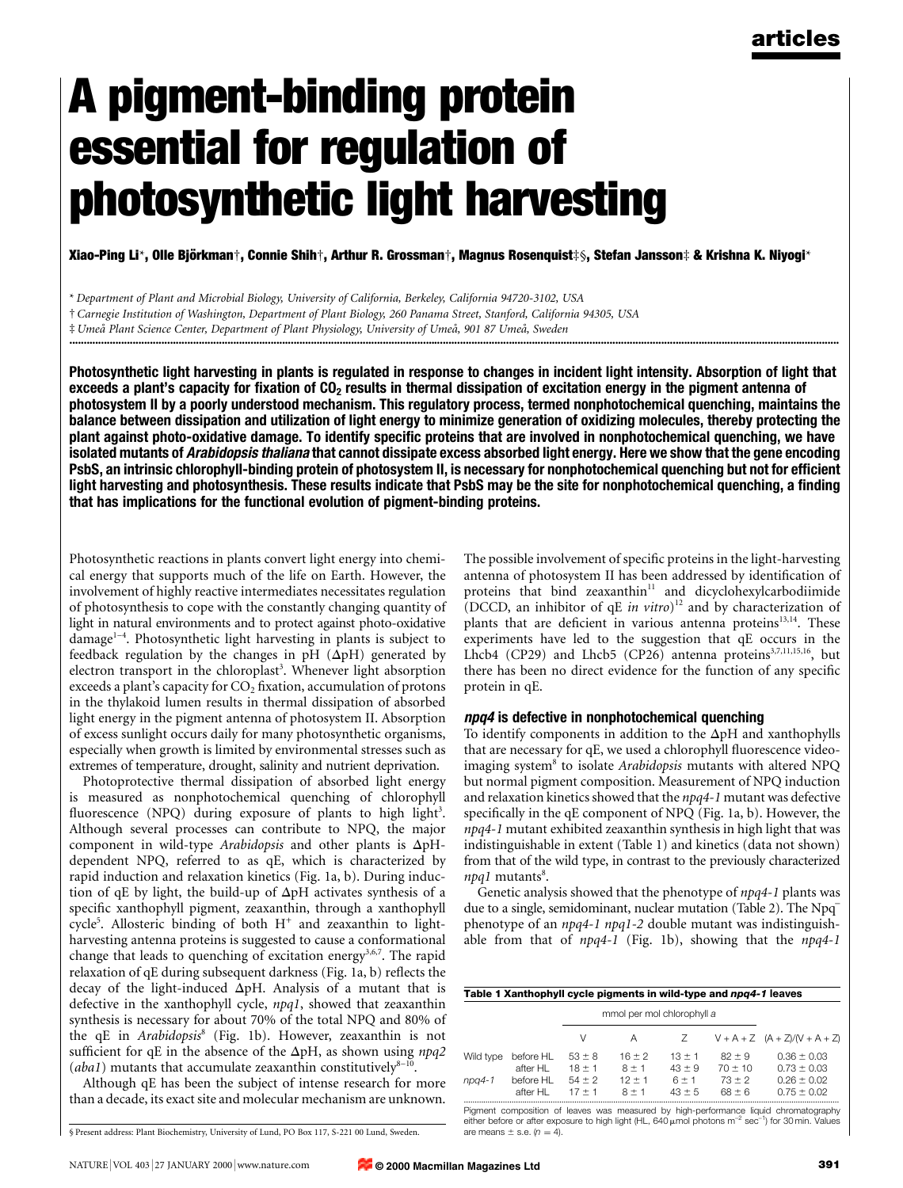# A pigment-binding protein essential for regulation of photosynthetic light harvesting

**Xiao-Ping Li\*, Olle Björkman†, Connie Shih†, Arthur R. Grossman†, Magnus Rosenquist‡§, Stefan Jansson‡ & Krishna K. Niyogi\***

\* *Department of Plant and Microbial Biology, University of California, Berkeley, California 94720-3102, USA*
† *Carnegie Institution of Washington, Department of Plant Biology, 260 Panama Street, Stanford, California 94305, USA*
‡ *Umeå Plant Science Center, Department of Plant Physiology, University of Umeå, 901 87 Umeå, Sweden*

**Photosynthetic light harvesting in plants is regulated in response to changes in incident light intensity. Absorption of light that exceeds a plant's capacity for fixation of $CO_2$ results in thermal dissipation of excitation energy in the pigment antenna of photosystem II by a poorly understood mechanism. This regulatory process, termed nonphotochemical quenching, maintains the balance between dissipation and utilization of light energy to minimize generation of oxidizing molecules, thereby protecting the plant against photo-oxidative damage. To identify specific proteins that are involved in nonphotochemical quenching, we have isolated mutants of *Arabidopsis thaliana* that cannot dissipate excess absorbed light energy. Here we show that the gene encoding PsbS, an intrinsic chlorophyll-binding protein of photosystem II, is necessary for nonphotochemical quenching but not for efficient light harvesting and photosynthesis. These results indicate that PsbS may be the site for nonphotochemical quenching, a finding that has implications for the functional evolution of pigment-binding proteins.**

Photosynthetic reactions in plants convert light energy into chemical energy that supports much of the life on Earth. However, the involvement of highly reactive intermediates necessitates regulation of photosynthesis to cope with the constantly changing quantity of light in natural environments and to protect against photo-oxidative damage[1–4]. Photosynthetic light harvesting in plants is subject to feedback regulation by the changes in pH (ΔpH) generated by electron transport in the chloroplast[3]. Whenever light absorption exceeds a plant's capacity for $CO_2$ fixation, accumulation of protons in the thylakoid lumen results in thermal dissipation of absorbed light energy in the pigment antenna of photosystem II. Absorption of excess sunlight occurs daily for many photosynthetic organisms, especially when growth is limited by environmental stresses such as extremes of temperature, drought, salinity and nutrient deprivation.

Photoprotective thermal dissipation of absorbed light energy is measured as nonphotochemical quenching of chlorophyll fluorescence (NPQ) during exposure of plants to high light[3]. Although several processes can contribute to NPQ, the major component in wild-type *Arabidopsis* and other plants is ΔpH-dependent NPQ, referred to as qE, which is characterized by rapid induction and relaxation kinetics (Fig. 1a, b). During induction of qE by light, the build-up of ΔpH activates synthesis of a specific xanthophyll pigment, zeaxanthin, through a xanthophyll cycle[5]. Allosteric binding of both $H^+$ and zeaxanthin to light-harvesting antenna proteins is suggested to cause a conformational change that leads to quenching of excitation energy[3,6,7]. The rapid relaxation of qE during subsequent darkness (Fig. 1a, b) reflects the decay of the light-induced ΔpH. Analysis of a mutant that is defective in the xanthophyll cycle, *npq1*, showed that zeaxanthin synthesis is necessary for about 70% of the total NPQ and 80% of the qE in *Arabidopsis*[8] (Fig. 1b). However, zeaxanthin is not sufficient for qE in the absence of the ΔpH, as shown using *npq2* (*aba1*) mutants that accumulate zeaxanthin constitutively[8–10].

Although qE has been the subject of intense research for more than a decade, its exact site and molecular mechanism are unknown. The possible involvement of specific proteins in the light-harvesting antenna of photosystem II has been addressed by identification of proteins that bind zeaxanthin[11] and dicyclohexylcarbodiimide (DCCD, an inhibitor of qE *in vitro*)[12] and by characterization of plants that are deficient in various antenna proteins[13,14]. These experiments have led to the suggestion that qE occurs in the Lhcb4 (CP29) and Lhcb5 (CP26) antenna proteins[3,7,11,15,16], but there has been no direct evidence for the function of any specific protein in qE.

### *npq4* is defective in nonphotochemical quenching

To identify components in addition to the ΔpH and xanthophylls that are necessary for qE, we used a chlorophyll fluorescence video-imaging system[8] to isolate *Arabidopsis* mutants with altered NPQ but normal pigment composition. Measurement of NPQ induction and relaxation kinetics showed that the *npq4-1* mutant was defective specifically in the qE component of NPQ (Fig. 1a, b). However, the *npq4-1* mutant exhibited zeaxanthin synthesis in high light that was indistinguishable in extent (Table 1) and kinetics (data not shown) from that of the wild type, in contrast to the previously characterized *npq1* mutants[8].

Genetic analysis showed that the phenotype of *npq4-1* plants was due to a single, semidominant, nuclear mutation (Table 2). The $Npq^-$ phenotype of an *npq4-1 npq1-2* double mutant was indistinguishable from that of *npq4-1* (Fig. 1b), showing that the *npq4-1*

**Table 1 Xanthophyll cycle pigments in wild-type and *npq4-1* leaves**

| | | mmol per mol chlorophyll *a* | | | | |
|---|---|---|---|---|---|---|
| | | V | A | Z | V + A + Z | (A + Z)/(V + A + Z) |
| Wild type | before HL | 53 ± 8 | 16 ± 2 | 13 ± 1 | 82 ± 9 | 0.36 ± 0.03 |
| | after HL | 18 ± 1 | 8 ± 1 | 43 ± 9 | 70 ± 10 | 0.73 ± 0.03 |
| *npq4-1* | before HL | 54 ± 2 | 12 ± 1 | 6 ± 1 | 73 ± 2 | 0.26 ± 0.02 |
| | after HL | 17 ± 1 | 8 ± 1 | 43 ± 5 | 68 ± 6 | 0.75 ± 0.02 |

Pigment composition of leaves was measured by high-performance liquid chromatography either before or after exposure to high light (HL, 640 μmol photons $m^{-2}$ $sec^{-1}$) for 30 min. Values are means ± s.e. ($n = 4$).

§ Present address: Plant Biochemistry, University of Lund, PO Box 117, S-221 00 Lund, Sweden.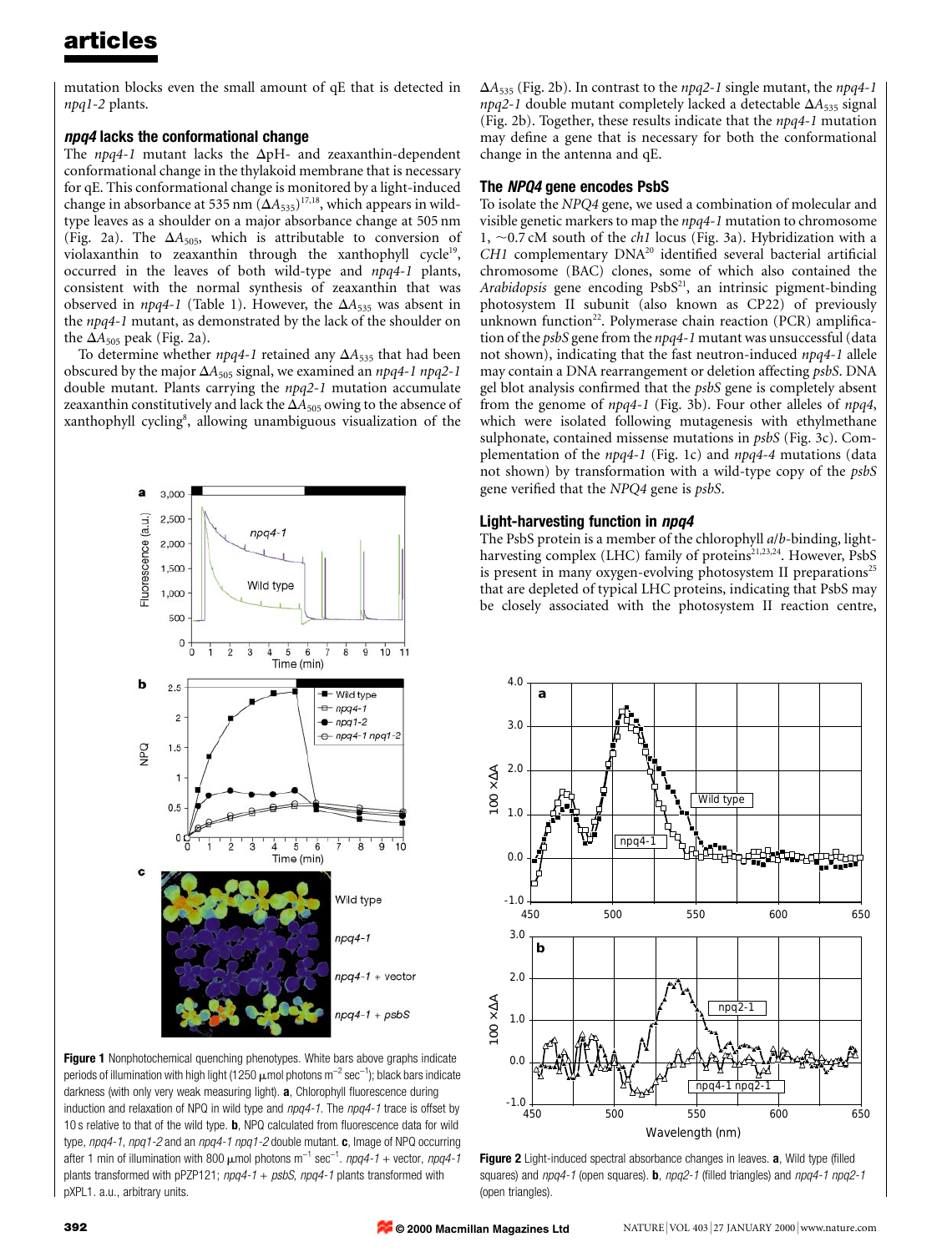mutation blocks even the small amount of qE that is detected in *npq1-2* plants.

### *npq4* lacks the conformational change

The *npq4-1* mutant lacks the ΔpH- and zeaxanthin-dependent conformational change in the thylakoid membrane that is necessary for qE. This conformational change is monitored by a light-induced change in absorbance at 535 nm ($\Delta A_{535}$)[17,18], which appears in wild-type leaves as a shoulder on a major absorbance change at 505 nm (Fig. 2a). The $\Delta A_{505}$, which is attributable to conversion of violaxanthin to zeaxanthin through the xanthophyll cycle[19], occurred in the leaves of both wild-type and *npq4-1* plants, consistent with the normal synthesis of zeaxanthin that was observed in *npq4-1* (Table 1). However, the $\Delta A_{535}$ was absent in the *npq4-1* mutant, as demonstrated by the lack of the shoulder on the $\Delta A_{505}$ peak (Fig. 2a).

To determine whether *npq4-1* retained any $\Delta A_{535}$ that had been obscured by the major $\Delta A_{505}$ signal, we examined an *npq4-1 npq2-1* double mutant. Plants carrying the *npq2-1* mutation accumulate zeaxanthin constitutively and lack the $\Delta A_{505}$ owing to the absence of xanthophyll cycling[8], allowing unambiguous visualization of the $\Delta A_{535}$ (Fig. 2b). In contrast to the *npq2-1* single mutant, the *npq4-1 npq2-1* double mutant completely lacked a detectable $\Delta A_{535}$ signal (Fig. 2b). Together, these results indicate that the *npq4-1* mutation may define a gene that is necessary for both the conformational change in the antenna and qE.

### The *NPQ4* gene encodes PsbS

To isolate the *NPQ4* gene, we used a combination of molecular and visible genetic markers to map the *npq4-1* mutation to chromosome 1, ~0.7 cM south of the *ch1* locus (Fig. 3a). Hybridization with a *CH1* complementary DNA[20] identified several bacterial artificial chromosome (BAC) clones, some of which also contained the *Arabidopsis* gene encoding PsbS[21], an intrinsic pigment-binding photosystem II subunit (also known as CP22) of previously unknown function[22]. Polymerase chain reaction (PCR) amplification of the *psbS* gene from the *npq4-1* mutant was unsuccessful (data not shown), indicating that the fast neutron-induced *npq4-1* allele may contain a DNA rearrangement or deletion affecting *psbS*. DNA gel blot analysis confirmed that the *psbS* gene is completely absent from the genome of *npq4-1* (Fig. 3b). Four other alleles of *npq4*, which were isolated following mutagenesis with ethylmethane sulphonate, contained missense mutations in *psbS* (Fig. 3c). Complementation of the *npq4-1* (Fig. 1c) and *npq4-4* mutations (data not shown) by transformation with a wild-type copy of the *psbS* gene verified that the *NPQ4* gene is *psbS*.

### Light-harvesting function in *npq4*

The PsbS protein is a member of the chlorophyll *a*/*b*-binding, light-harvesting complex (LHC) family of proteins[21,23,24]. However, PsbS is present in many oxygen-evolving photosystem II preparations[25] that are depleted of typical LHC proteins, indicating that PsbS may be closely associated with the photosystem II reaction centre,

**Figure 1** Nonphotochemical quenching phenotypes. White bars above graphs indicate periods of illumination with high light (1250 μmol photons m$^{-2}$ sec$^{-1}$); black bars indicate darkness (with only very weak measuring light). **a**, Chlorophyll fluorescence during induction and relaxation of NPQ in wild type and *npq4-1*. The *npq4-1* trace is offset by 10 s relative to that of the wild type. **b**, NPQ calculated from fluorescence data for wild type, *npq4-1*, *npq1-2* and an *npq4-1 npq1-2* double mutant. **c**, Image of NPQ occurring after 1 min of illumination with 800 μmol photons m$^{-1}$ sec$^{-1}$. *npq4-1* + vector, *npq4-1* plants transformed with pPZP121; *npq4-1* + *psbS*, *npq4-1* plants transformed with pXPL1. a.u., arbitrary units.

**Figure 2** Light-induced spectral absorbance changes in leaves. **a**, Wild type (filled squares) and *npq4-1* (open squares). **b**, *npq2-1* (filled triangles) and *npq4-1 npq2-1* (open triangles).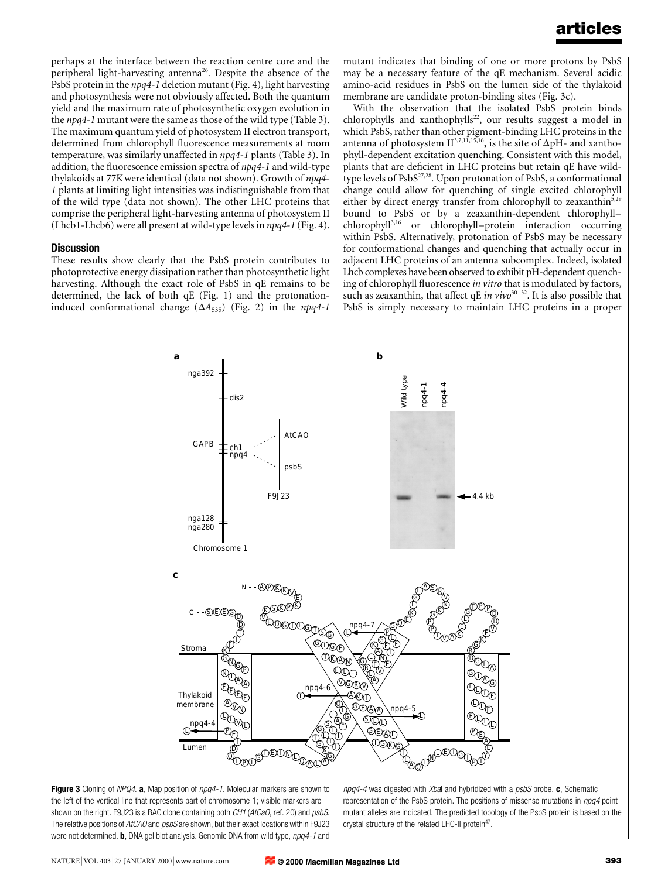perhaps at the interface between the reaction centre core and the peripheral light-harvesting antenna[26]. Despite the absence of the PsbS protein in the *npq4-1* deletion mutant (Fig. 4), light harvesting and photosynthesis were not obviously affected. Both the quantum yield and the maximum rate of photosynthetic oxygen evolution in the *npq4-1* mutant were the same as those of the wild type (Table 3). The maximum quantum yield of photosystem II electron transport, determined from chlorophyll fluorescence measurements at room temperature, was similarly unaffected in *npq4-1* plants (Table 3). In addition, the fluorescence emission spectra of *npq4-1* and wild-type thylakoids at 77K were identical (data not shown). Growth of *npq4-1* plants at limiting light intensities was indistinguishable from that of the wild type (data not shown). The other LHC proteins that comprise the peripheral light-harvesting antenna of photosystem II (Lhcb1-Lhcb6) were all present at wild-type levels in *npq4-1* (Fig. 4).

## Discussion

These results show clearly that the PsbS protein contributes to photoprotective energy dissipation rather than photosynthetic light harvesting. Although the exact role of PsbS in qE remains to be determined, the lack of both qE (Fig. 1) and the protonation-induced conformational change ($\Delta A_{535}$) (Fig. 2) in the *npq4-1* mutant indicates that binding of one or more protons by PsbS may be a necessary feature of the qE mechanism. Several acidic amino-acid residues in PsbS on the lumen side of the thylakoid membrane are candidate proton-binding sites (Fig. 3c).

With the observation that the isolated PsbS protein binds chlorophylls and xanthophylls[22], our results suggest a model in which PsbS, rather than other pigment-binding LHC proteins in the antenna of photosystem II[3,7,11,15,16], is the site of $\Delta$pH- and xanthophyll-dependent excitation quenching. Consistent with this model, plants that are deficient in LHC proteins but retain qE have wild-type levels of PsbS[27,28]. Upon protonation of PsbS, a conformational change could allow for quenching of single excited chlorophyll either by direct energy transfer from chlorophyll to zeaxanthin[5,29] bound to PsbS or by a zeaxanthin-dependent chlorophyll–chlorophyll[3,16] or chlorophyll–protein interaction occurring within PsbS. Alternatively, protonation of PsbS may be necessary for conformational changes and quenching that actually occur in adjacent LHC proteins of an antenna subcomplex. Indeed, isolated Lhcb complexes have been observed to exhibit pH-dependent quenching of chlorophyll fluorescence *in vitro* that is modulated by factors, such as zeaxanthin, that affect qE *in vivo*[30–32]. It is also possible that PsbS is simply necessary to maintain LHC proteins in a proper

**Figure 3** Cloning of *NPQ4*. **a**, Map position of *npq4-1*. Molecular markers are shown to the left of the vertical line that represents part of chromosome 1; visible markers are shown on the right. F9J23 is a BAC clone containing both *CH1* (*AtCaO*, ref. 20) and *psbS*. The relative positions of *AtCAO* and *psbS* are shown, but their exact locations within F9J23 were not determined. **b**, DNA gel blot analysis. Genomic DNA from wild type, *npq4-1* and *npq4-4* was digested with *Xba*I and hybridized with a *psbS* probe. **c**, Schematic representation of the PsbS protein. The positions of missense mutations in *npq4* point mutant alleles are indicated. The predicted topology of the PsbS protein is based on the crystal structure of the related LHC-II protein[47].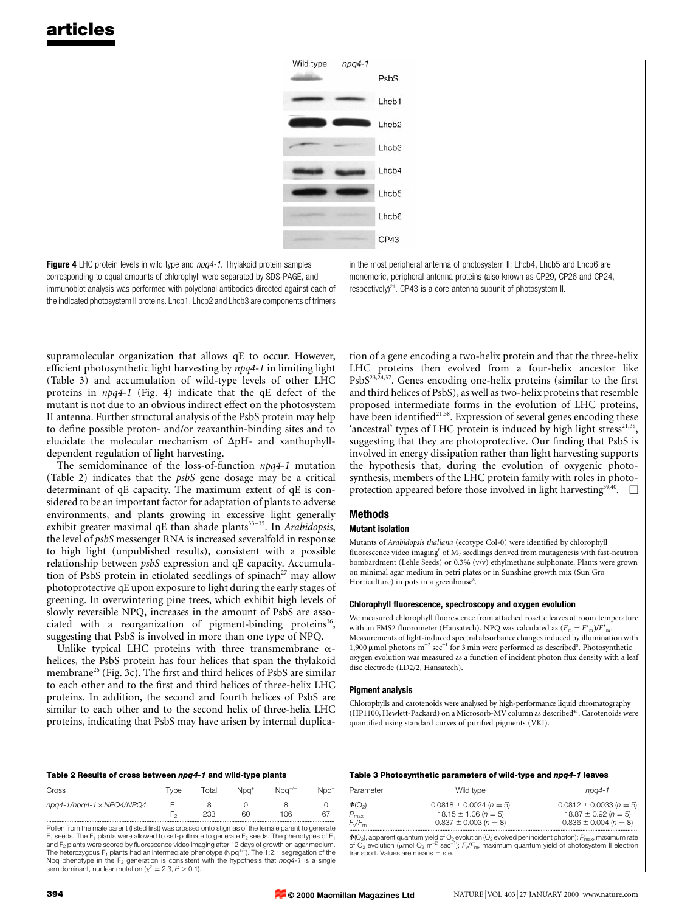**Figure 4** LHC protein levels in wild type and *npq4-1*. Thylakoid protein samples corresponding to equal amounts of chlorophyll were separated by SDS-PAGE, and immunoblot analysis was performed with polyclonal antibodies directed against each of the indicated photosystem II proteins. Lhcb1, Lhcb2 and Lhcb3 are components of trimers in the most peripheral antenna of photosystem II; Lhcb4, Lhcb5 and Lhcb6 are monomeric, peripheral antenna proteins (also known as CP29, CP26 and CP24, respectively)[21]. CP43 is a core antenna subunit of photosystem II.

supramolecular organization that allows qE to occur. However, efficient photosynthetic light harvesting by *npq4-1* in limiting light (Table 3) and accumulation of wild-type levels of other LHC proteins in *npq4-1* (Fig. 4) indicate that the qE defect of the mutant is not due to an obvious indirect effect on the photosystem II antenna. Further structural analysis of the PsbS protein may help to define possible proton- and/or zeaxanthin-binding sites and to elucidate the molecular mechanism of $\Delta$pH- and xanthophyll-dependent regulation of light harvesting.

The semidominance of the loss-of-function *npq4-1* mutation (Table 2) indicates that the *psbS* gene dosage may be a critical determinant of qE capacity. The maximum extent of qE is considered to be an important factor for adaptation of plants to adverse environments, and plants growing in excessive light generally exhibit greater maximal qE than shade plants[33–35]. In *Arabidopsis*, the level of *psbS* messenger RNA is increased severalfold in response to high light (unpublished results), consistent with a possible relationship between *psbS* expression and qE capacity. Accumulation of PsbS protein in etiolated seedlings of spinach[27] may allow photoprotective qE upon exposure to light during the early stages of greening. In overwintering pine trees, which exhibit high levels of slowly reversible NPQ, increases in the amount of PsbS are associated with a reorganization of pigment-binding proteins[36], suggesting that PsbS is involved in more than one type of NPQ.

Unlike typical LHC proteins with three transmembrane $\alpha$-helices, the PsbS protein has four helices that span the thylakoid membrane[26] (Fig. 3c). The first and third helices of PsbS are similar to each other and to the first and third helices of three-helix LHC proteins. In addition, the second and fourth helices of PsbS are similar to each other and to the second helix of three-helix LHC proteins, indicating that PsbS may have arisen by internal duplication of a gene encoding a two-helix protein and that the three-helix LHC proteins then evolved from a four-helix ancestor like PsbS[23,24,37]. Genes encoding one-helix proteins (similar to the first and third helices of PsbS), as well as two-helix proteins that resemble proposed intermediate forms in the evolution of LHC proteins, have been identified[21,38]. Expression of several genes encoding these 'ancestral' types of LHC protein is induced by high light stress[21,38], suggesting that they are photoprotective. Our finding that PsbS is involved in energy dissipation rather than light harvesting supports the hypothesis that, during the evolution of oxygenic photosynthesis, members of the LHC protein family with roles in photoprotection appeared before those involved in light harvesting[39,40]. □

## Methods

### Mutant isolation

Mutants of *Arabidopsis thaliana* (ecotype Col-0) were identified by chlorophyll fluorescence video imaging[8] of $M_2$ seedlings derived from mutagenesis with fast-neutron bombardment (Lehle Seeds) or 0.3% (v/v) ethylmethane sulphonate. Plants were grown on minimal agar medium in petri plates or in Sunshine growth mix (Sun Gro Horticulture) in pots in a greenhouse[8].

### Chlorophyll fluorescence, spectroscopy and oxygen evolution

We measured chlorophyll fluorescence from attached rosette leaves at room temperature with an FMS2 fluorometer (Hansatech). NPQ was calculated as $(F_m - F'_m)/F'_m$. Measurements of light-induced spectral absorbance changes induced by illumination with 1,900 $\mu$mol photons $m^{-2}$ $sec^{-1}$ for 3 min were performed as described[8]. Photosynthetic oxygen evolution was measured as a function of incident photon flux density with a leaf disc electrode (LD2/2, Hansatech).

### Pigment analysis

Chlorophylls and carotenoids were analysed by high-performance liquid chromatography (HP1100, Hewlett-Packard) on a Microsorb-MV column as described[41]. Carotenoids were quantified using standard curves of purified pigments (VKI).

**Table 2 Results of cross between *npq4-1* and wild-type plants**

| Cross | Type | Total | Npq$^+$ | Npq$^{+/-}$ | Npq$^-$ |
|---|---|---|---|---|---|
| *npq4-1/npq4-1* × *NPQ4/NPQ4* | $F_1$ | 8 | 0 | 8 | 0 |
| | $F_2$ | 233 | 60 | 106 | 67 |

Pollen from the male parent (listed first) was crossed onto stigmas of the female parent to generate $F_1$ seeds. The $F_1$ plants were allowed to self-pollinate to generate $F_2$ seeds. The phenotypes of $F_1$ and $F_2$ plants were scored by fluorescence video imaging after 12 days of growth on agar medium. The heterozygous $F_1$ plants had an intermediate phenotype (Npq$^{+/-}$). The 1:2:1 segregation of the Npq phenotype in the $F_2$ generation is consistent with the hypothesis that *npq4-1* is a single semidominant, nuclear mutation ($\chi^2 = 2.3$, $P > 0.1$).

**Table 3 Photosynthetic parameters of wild-type and *npq4-1* leaves**

| Parameter | Wild type | *npq4-1* |
|---|---|---|
| $\Phi(O_2)$ | $0.0818 \pm 0.0024$ ($n = 5$) | $0.0812 \pm 0.0033$ ($n = 5$) |
| $P_{max}$ | $18.15 \pm 1.06$ ($n = 5$) | $18.87 \pm 0.92$ ($n = 5$) |
| $F_v/F_m$ | $0.837 \pm 0.003$ ($n = 8$) | $0.836 \pm 0.004$ ($n = 8$) |

$\Phi(O_2)$, apparent quantum yield of $O_2$ evolution ($O_2$ evolved per incident photon); $P_{max}$, maximum rate of $O_2$ evolution ($\mu$mol $O_2$ $m^{-2}$ $sec^{-1}$); $F_v/F_m$, maximum quantum yield of photosystem II electron transport. Values are means ± s.e.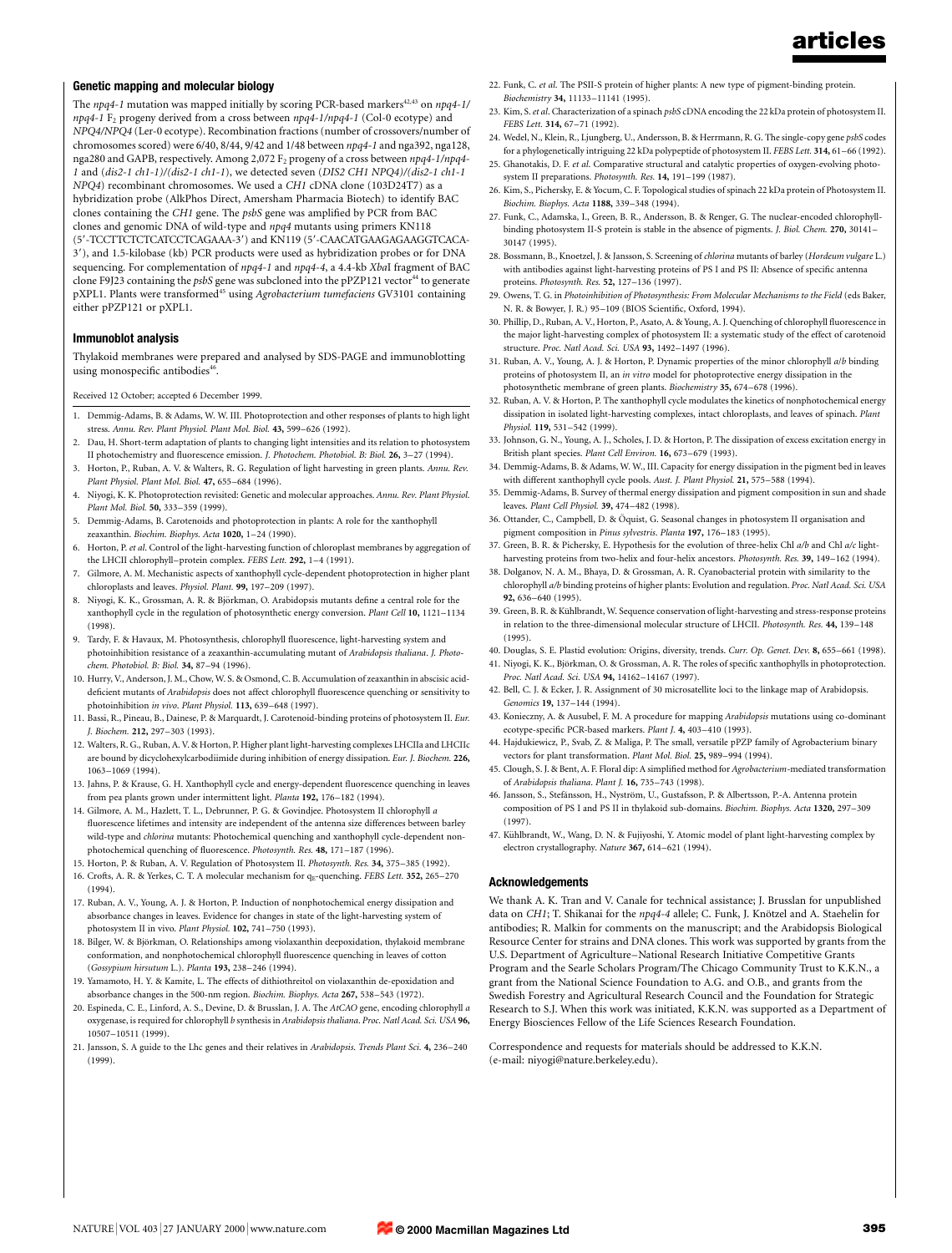## Genetic mapping and molecular biology

The *npq4-1* mutation was mapped initially by scoring PCR-based markers[42,43] on *npq4-1/npq4-1* $F_2$ progeny derived from a cross between *npq4-1/npq4-1* (Col-0 ecotype) and *NPQ4/NPQ4* (Ler-0 ecotype). Recombination fractions (number of crossovers/number of chromosomes scored) were 6/40, 8/44, 9/42 and 1/48 between *npq4-1* and nga392, nga128, nga280 and GAPB, respectively. Among 2,072 $F_2$ progeny of a cross between *npq4-1/npq4-1* and (*dis2-1 ch1-1*)/(*dis2-1 ch1-1*), we detected seven (*DIS2 CH1 NPQ4*)/(*dis2-1 ch1-1 NPQ4*) recombinant chromosomes. We used a *CH1* cDNA clone (103D24T7) as a hybridization probe (AlkPhos Direct, Amersham Pharmacia Biotech) to identify BAC clones containing the *CH1* gene. The *psbS* gene was amplified by PCR from BAC clones and genomic DNA of wild-type and *npq4* mutants using primers KN118 (5′-TCCTTCTCTCATCCTCAGAAA-3′) and KN119 (5′-CAACATGAAGAGAAGGTCACA-3′), and 1.5-kilobase (kb) PCR products were used as hybridization probes or for DNA sequencing. For complementation of *npq4-1* and *npq4-4*, a 4.4-kb *Xba*I fragment of BAC clone F9J23 containing the *psbS* gene was subcloned into the pPZP121 vector[44] to generate pXPL1. Plants were transformed[45] using *Agrobacterium tumefaciens* GV3101 containing either pPZP121 or pXPL1.

## Immunoblot analysis

Thylakoid membranes were prepared and analysed by SDS-PAGE and immunoblotting using monospecific antibodies[46].

Received 12 October; accepted 6 December 1999.

1. Demmig-Adams, B. & Adams, W. W. III. Photoprotection and other responses of plants to high light stress. *Annu. Rev. Plant Physiol. Plant Mol. Biol.* **43,** 599–626 (1992).
2. Dau, H. Short-term adaptation of plants to changing light intensities and its relation to photosystem II photochemistry and fluorescence emission. *J. Photochem. Photobiol. B: Biol.* **26,** 3–27 (1994).
3. Horton, P., Ruban, A. V. & Walters, R. G. Regulation of light harvesting in green plants. *Annu. Rev. Plant Physiol. Plant Mol. Biol.* **47,** 655–684 (1996).
4. Niyogi, K. K. Photoprotection revisited: Genetic and molecular approaches. *Annu. Rev. Plant Physiol. Plant Mol. Biol.* **50,** 333–359 (1999).
5. Demmig-Adams, B. Carotenoids and photoprotection in plants: A role for the xanthophyll zeaxanthin. *Biochim. Biophys. Acta* **1020,** 1–24 (1990).
6. Horton, P. *et al*. Control of the light-harvesting function of chloroplast membranes by aggregation of the LHCII chlorophyll–protein complex. *FEBS Lett.* **292,** 1–4 (1991).
7. Gilmore, A. M. Mechanistic aspects of xanthophyll cycle-dependent photoprotection in higher plant chloroplasts and leaves. *Physiol. Plant.* **99,** 197–209 (1997).
8. Niyogi, K. K., Grossman, A. R. & Björkman, O. Arabidopsis mutants define a central role for the xanthophyll cycle in the regulation of photosynthetic energy conversion. *Plant Cell* **10,** 1121–1134 (1998).
9. Tardy, F. & Havaux, M. Photosynthesis, chlorophyll fluorescence, light-harvesting system and photoinhibition resistance of a zeaxanthin-accumulating mutant of *Arabidopsis thaliana*. *J. Photochem. Photobiol. B: Biol.* **34,** 87–94 (1996).
10. Hurry, V., Anderson, J. M., Chow, W. S. & Osmond, C. B. Accumulation of zeaxanthin in abscisic acid-deficient mutants of *Arabidopsis* does not affect chlorophyll fluorescence quenching or sensitivity to photoinhibition *in vivo*. *Plant Physiol.* **113,** 639–648 (1997).
11. Bassi, R., Pineau, B., Dainese, P. & Marquardt, J. Carotenoid-binding proteins of photosystem II. *Eur. J. Biochem.* **212,** 297–303 (1993).
12. Walters, R. G., Ruban, A. V. & Horton, P. Higher plant light-harvesting complexes LHCIIa and LHCIIc are bound by dicyclohexylcarbodiimide during inhibition of energy dissipation. *Eur. J. Biochem.* **226,** 1063–1069 (1994).
13. Jahns, P. & Krause, G. H. Xanthophyll cycle and energy-dependent fluorescence quenching in leaves from pea plants grown under intermittent light. *Planta* **192,** 176–182 (1994).
14. Gilmore, A. M., Hazlett, T. L., Debrunner, P. G. & Govindjee. Photosystem II chlorophyll *a* fluorescence lifetimes and intensity are independent of the antenna size differences between barley wild-type and *chlorina* mutants: Photochemical quenching and xanthophyll cycle-dependent nonphotochemical quenching of fluorescence. *Photosynth. Res.* **48,** 171–187 (1996).
15. Horton, P. & Ruban, A. V. Regulation of Photosystem II. *Photosynth. Res.* **34,** 375–385 (1992).
16. Crofts, A. R. & Yerkes, C. T. A molecular mechanism for $q_E$-quenching. *FEBS Lett.* **352,** 265–270 (1994).
17. Ruban, A. V., Young, A. J. & Horton, P. Induction of nonphotochemical energy dissipation and absorbance changes in leaves. Evidence for changes in state of the light-harvesting system of photosystem II in vivo. *Plant Physiol.* **102,** 741–750 (1993).
18. Bilger, W. & Björkman, O. Relationships among violaxanthin deepoxidation, thylakoid membrane conformation, and nonphotochemical chlorophyll fluorescence quenching in leaves of cotton (*Gossypium hirsutum* L.). *Planta* **193,** 238–246 (1994).
19. Yamamoto, H. Y. & Kamite, L. The effects of dithiothreitol on violaxanthin de-epoxidation and absorbance changes in the 500-nm region. *Biochim. Biophys. Acta* **267,** 538–543 (1972).
20. Espineda, C. E., Linford, A. S., Devine, D. & Brusslan, J. A. The *AtCAO* gene, encoding chlorophyll *a* oxygenase, is required for chlorophyll *b* synthesis in *Arabidopsis thaliana*. *Proc. Natl Acad. Sci. USA* **96,** 10507–10511 (1999).
21. Jansson, S. A guide to the Lhc genes and their relatives in *Arabidopsis*. *Trends Plant Sci.* **4,** 236–240 (1999).
22. Funk, C. *et al.* The PSII-S protein of higher plants: A new type of pigment-binding protein. *Biochemistry* **34,** 11133–11141 (1995).
23. Kim, S. *et al*. Characterization of a spinach *psbS* cDNA encoding the 22 kDa protein of photosystem II. *FEBS Lett.* **314,** 67–71 (1992).
24. Wedel, N., Klein, R., Ljungberg, U., Andersson, B. & Herrmann, R. G. The single-copy gene *psbS* codes for a phylogenetically intriguing 22 kDa polypeptide of photosystem II. *FEBS Lett.* **314,** 61–66 (1992).
25. Ghanotakis, D. F. *et al.* Comparative structural and catalytic properties of oxygen-evolving photosystem II preparations. *Photosynth. Res.* **14,** 191–199 (1987).
26. Kim, S., Pichersky, E. & Yocum, C. F. Topological studies of spinach 22 kDa protein of Photosystem II. *Biochim. Biophys. Acta* **1188,** 339–348 (1994).
27. Funk, C., Adamska, I., Green, B. R., Andersson, B. & Renger, G. The nuclear-encoded chlorophyll-binding photosystem II-S protein is stable in the absence of pigments. *J. Biol. Chem.* **270,** 30141–30147 (1995).
28. Bossmann, B., Knoetzel, J. & Jansson, S. Screening of *chlorina* mutants of barley (*Hordeum vulgare* L.) with antibodies against light-harvesting proteins of PS I and PS II: Absence of specific antenna proteins. *Photosynth. Res.* **52,** 127–136 (1997).
29. Owens, T. G. in *Photoinhibition of Photosynthesis: From Molecular Mechanisms to the Field* (eds Baker, N. R. & Bowyer, J. R.) 95–109 (BIOS Scientific, Oxford, 1994).
30. Phillip, D., Ruban, A. V., Horton, P., Asato, A. & Young, A. J. Quenching of chlorophyll fluorescence in the major light-harvesting complex of photosystem II: a systematic study of the effect of carotenoid structure. *Proc. Natl Acad. Sci. USA* **93,** 1492–1497 (1996).
31. Ruban, A. V., Young, A. J. & Horton, P. Dynamic properties of the minor chlorophyll *a*/*b* binding proteins of photosystem II, an *in vitro* model for photoprotective energy dissipation in the photosynthetic membrane of green plants. *Biochemistry* **35,** 674–678 (1996).
32. Ruban, A. V. & Horton, P. The xanthophyll cycle modulates the kinetics of nonphotochemical energy dissipation in isolated light-harvesting complexes, intact chloroplasts, and leaves of spinach. *Plant Physiol.* **119,** 531–542 (1999).
33. Johnson, G. N., Young, A. J., Scholes, J. D. & Horton, P. The dissipation of excess excitation energy in British plant species. *Plant Cell Environ.* **16,** 673–679 (1993).
34. Demmig-Adams, B. & Adams, W. W., III. Capacity for energy dissipation in the pigment bed in leaves with different xanthophyll cycle pools. *Aust. J. Plant Physiol.* **21,** 575–588 (1994).
35. Demmig-Adams, B. Survey of thermal energy dissipation and pigment composition in sun and shade leaves. *Plant Cell Physiol.* **39,** 474–482 (1998).
36. Ottander, C., Campbell, D. & Öquist, G. Seasonal changes in photosystem II organisation and pigment composition in *Pinus sylvestris*. *Planta* **197,** 176–183 (1995).
37. Green, B. R. & Pichersky, E. Hypothesis for the evolution of three-helix Chl *a*/*b* and Chl *a*/*c* light-harvesting proteins from two-helix and four-helix ancestors. *Photosynth. Res.* **39,** 149–162 (1994).
38. Dolganov, N. A. M., Bhaya, D. & Grossman, A. R. Cyanobacterial protein with similarity to the chlorophyll *a*/*b* binding proteins of higher plants: Evolution and regulation. *Proc. Natl Acad. Sci. USA* **92,** 636–640 (1995).
39. Green, B. R. & Kühlbrandt, W. Sequence conservation of light-harvesting and stress-response proteins in relation to the three-dimensional molecular structure of LHCII. *Photosynth. Res.* **44,** 139–148 (1995).
40. Douglas, S. E. Plastid evolution: Origins, diversity, trends. *Curr. Op. Genet. Dev.* **8,** 655–661 (1998).
41. Niyogi, K. K., Björkman, O. & Grossman, A. R. The roles of specific xanthophylls in photoprotection. *Proc. Natl Acad. Sci. USA* **94,** 14162–14167 (1997).
42. Bell, C. J. & Ecker, J. R. Assignment of 30 microsatellite loci to the linkage map of Arabidopsis. *Genomics* **19,** 137–144 (1994).
43. Konieczny, A. & Ausubel, F. M. A procedure for mapping *Arabidopsis* mutations using co-dominant ecotype-specific PCR-based markers. *Plant J.* **4,** 403–410 (1993).
44. Hajdukiewicz, P., Svab, Z. & Maliga, P. The small, versatile pPZP family of Agrobacterium binary vectors for plant transformation. *Plant Mol. Biol.* **25,** 989–994 (1994).
45. Clough, S. J. & Bent, A. F. Floral dip: A simplified method for *Agrobacterium*-mediated transformation of *Arabidopsis thaliana*. *Plant J.* **16,** 735–743 (1998).
46. Jansson, S., Stefánsson, H., Nyström, U., Gustafsson, P. & Albertsson, P.-A. Antenna protein composition of PS I and PS II in thylakoid sub-domains. *Biochim. Biophys. Acta* **1320,** 297–309 (1997).
47. Kühlbrandt, W., Wang, D. N. & Fujiyoshi, Y. Atomic model of plant light-harvesting complex by electron crystallography. *Nature* **367,** 614–621 (1994).

## Acknowledgements

We thank A. K. Tran and V. Canale for technical assistance; J. Brusslan for unpublished data on *CH1*; T. Shikanai for the *npq4-4* allele; C. Funk, J. Knötzel and A. Staehelin for antibodies; R. Malkin for comments on the manuscript; and the Arabidopsis Biological Resource Center for strains and DNA clones. This work was supported by grants from the U.S. Department of Agriculture–National Research Initiative Competitive Grants Program and the Searle Scholars Program/The Chicago Community Trust to K.K.N., a grant from the National Science Foundation to A.G. and O.B., and grants from the Swedish Forestry and Agricultural Research Council and the Foundation for Strategic Research to S.J. When this work was initiated, K.K.N. was supported as a Department of Energy Biosciences Fellow of the Life Sciences Research Foundation.

Correspondence and requests for materials should be addressed to K.K.N. (e-mail: niyogi@nature.berkeley.edu).